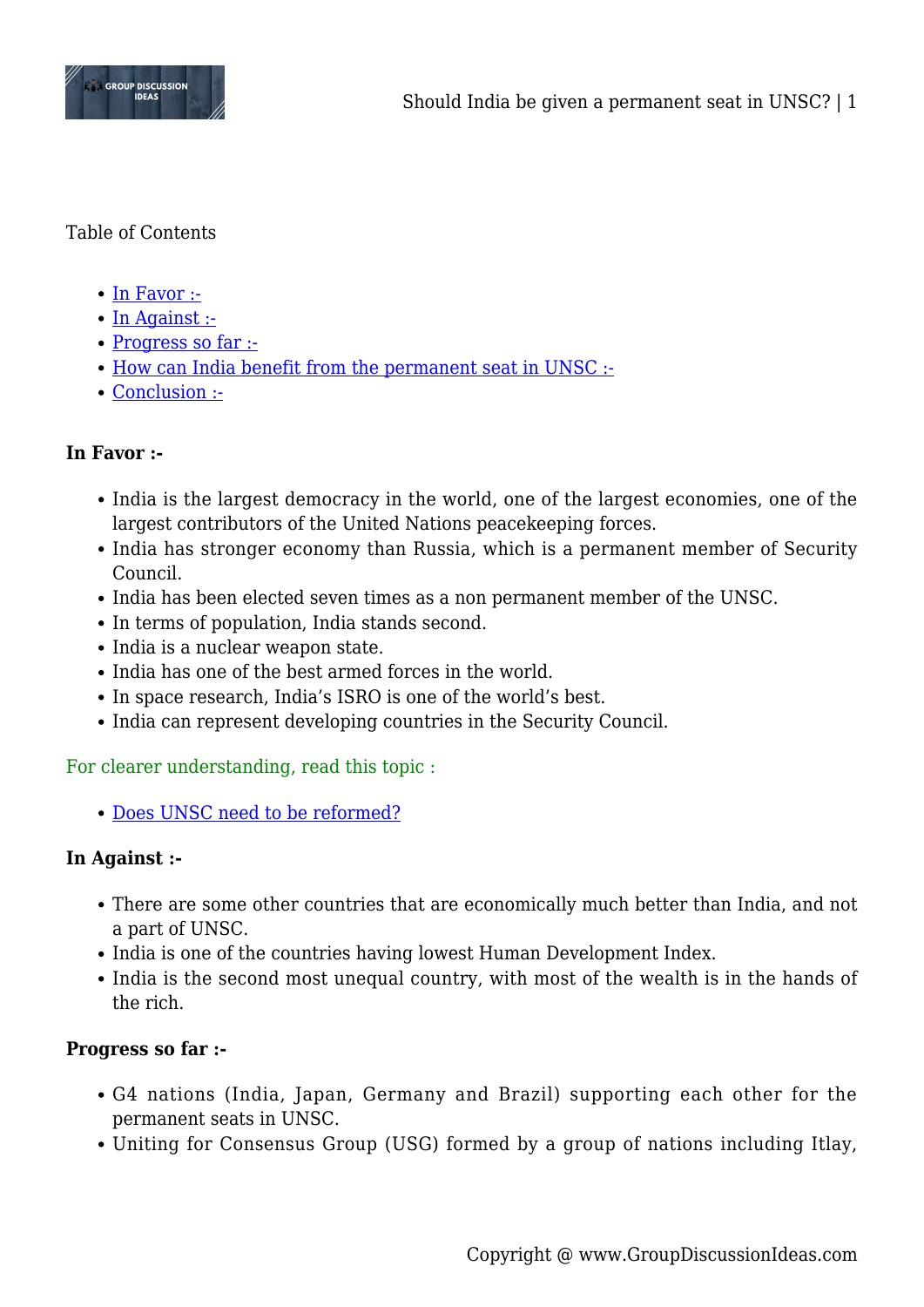Table of Contents

- In Favor :-
- In Against :-
- Progress so far :-
- How can India benefit from the permanent seat in UNSC :-
- Conclusion :-

**In Favor :-**

- India is the largest democracy in the world, one of the largest economies, one of the largest contributors of the United Nations peacekeeping forces.
- India has stronger economy than Russia, which is a permanent member of Security Council.
- India has been elected seven times as a non permanent member of the UNSC.
- In terms of population, India stands second.
- India is a nuclear weapon state.
- India has one of the best armed forces in the world.
- In space research, India's ISRO is one of the world's best.
- India can represent developing countries in the Security Council.

For clearer understanding, read this topic :

- Does UNSC need to be reformed?

**In Against :-**

- There are some other countries that are economically much better than India, and not a part of UNSC.
- India is one of the countries having lowest Human Development Index.
- India is the second most unequal country, with most of the wealth is in the hands of the rich.

**Progress so far :-**

- G4 nations (India, Japan, Germany and Brazil) supporting each other for the permanent seats in UNSC.
- Uniting for Consensus Group (USG) formed by a group of nations including Itlay,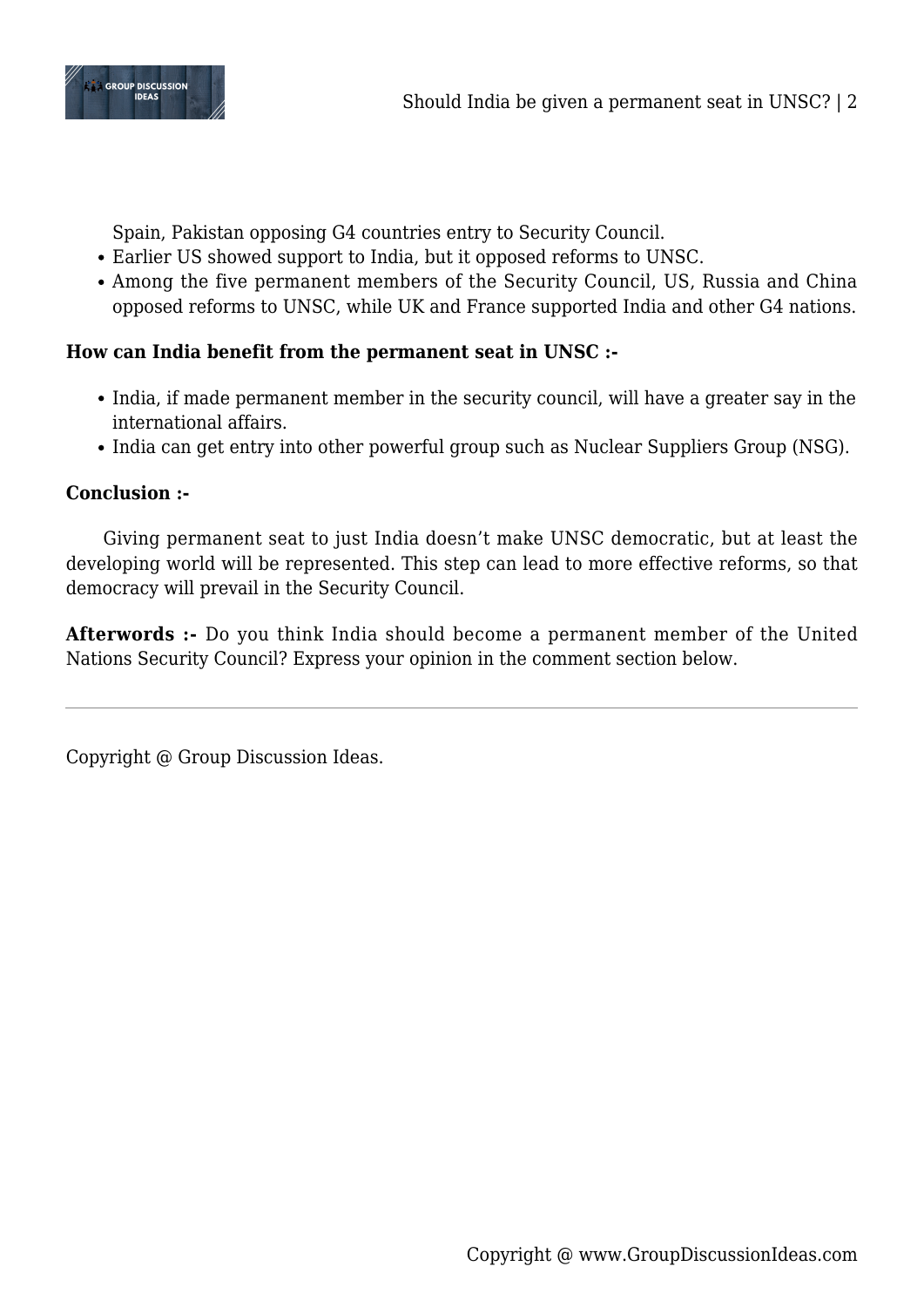Spain, Pakistan opposing G4 countries entry to Security Council.

- Earlier US showed support to India, but it opposed reforms to UNSC.
- Among the five permanent members of the Security Council, US, Russia and China opposed reforms to UNSC, while UK and France supported India and other G4 nations.

**How can India benefit from the permanent seat in UNSC :-**

- India, if made permanent member in the security council, will have a greater say in the international affairs.
- India can get entry into other powerful group such as Nuclear Suppliers Group (NSG).

**Conclusion :-**

Giving permanent seat to just India doesn't make UNSC democratic, but at least the developing world will be represented. This step can lead to more effective reforms, so that democracy will prevail in the Security Council.

**Afterwords :-** Do you think India should become a permanent member of the United Nations Security Council? Express your opinion in the comment section below.

---

Copyright @ Group Discussion Ideas.